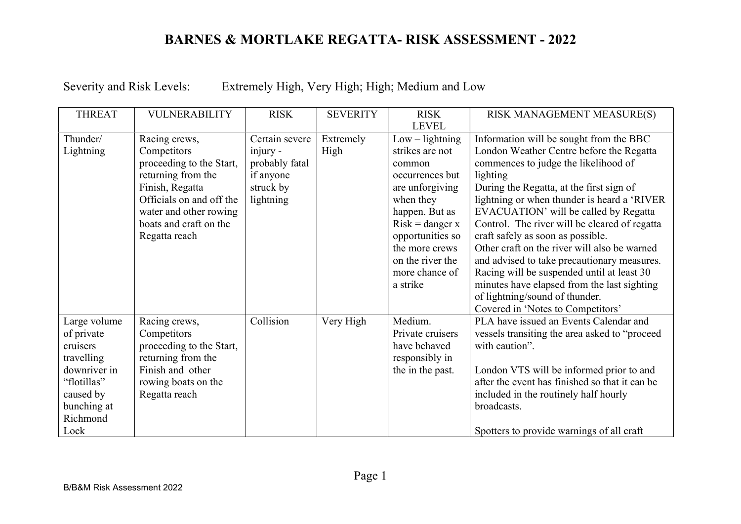# BARNES & MORTLAKE REGATTA- RISK ASSESSMENT - 2022

Severity and Risk Levels: Extremely High, Very High; High; Medium and Low

| THREAT | VULNERABILITY | RISK | SEVERITY | RISK LEVEL | RISK MANAGEMENT MEASURE(S) |
|---|---|---|---|---|---|
| Thunder/ Lightning | Racing crews, Competitors proceeding to the Start, returning from the Finish, Regatta Officials on and off the water and other rowing boats and craft on the Regatta reach | Certain severe injury - probably fatal if anyone struck by lightning | Extremely High | Low – lightning strikes are not common occurrences but are unforgiving when they happen. But as Risk = danger x opportunities so the more crews on the river the more chance of a strike | Information will be sought from the BBC London Weather Centre before the Regatta commences to judge the likelihood of lighting<br>During the Regatta, at the first sign of lightning or when thunder is heard a 'RIVER EVACUATION' will be called by Regatta Control. The river will be cleared of regatta craft safely as soon as possible.<br>Other craft on the river will also be warned and advised to take precautionary measures.<br>Racing will be suspended until at least 30 minutes have elapsed from the last sighting of lightning/sound of thunder.<br>Covered in 'Notes to Competitors' |
| Large volume of private cruisers travelling downriver in "flotillas" caused by bunching at Richmond Lock | Racing crews, Competitors proceeding to the Start, returning from the Finish and other rowing boats on the Regatta reach | Collision | Very High | Medium. Private cruisers have behaved responsibly in the in the past. | PLA have issued an Events Calendar and vessels transiting the area asked to "proceed with caution".<br><br>London VTS will be informed prior to and after the event has finished so that it can be included in the routinely half hourly broadcasts.<br><br>Spotters to provide warnings of all craft |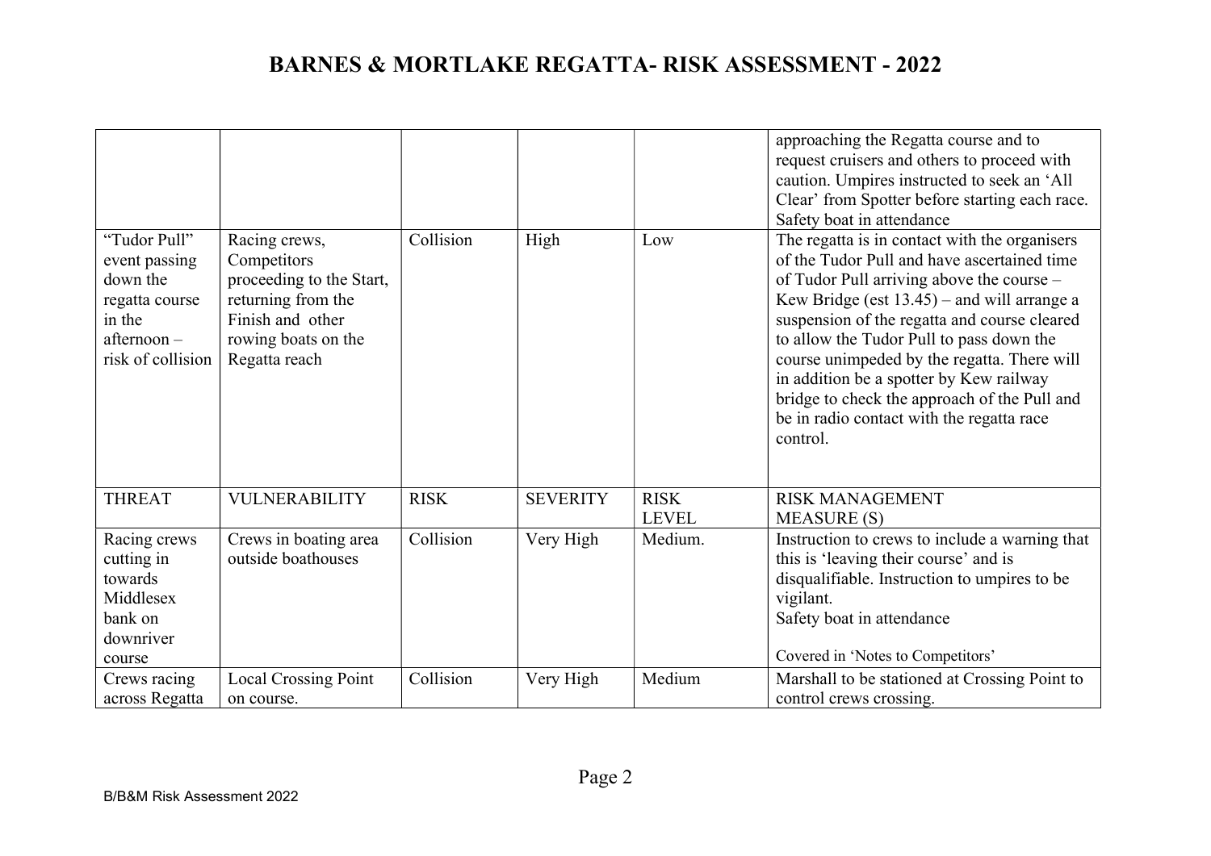# BARNES & MORTLAKE REGATTA- RISK ASSESSMENT - 2022

| | | | | | |
|---|---|---|---|---|---|
| | | | | | approaching the Regatta course and to request cruisers and others to proceed with caution. Umpires instructed to seek an 'All Clear' from Spotter before starting each race. Safety boat in attendance |
| "Tudor Pull" event passing down the regatta course in the afternoon – risk of collision | Racing crews, Competitors proceeding to the Start, returning from the Finish and other rowing boats on the Regatta reach | Collision | High | Low | The regatta is in contact with the organisers of the Tudor Pull and have ascertained time of Tudor Pull arriving above the course – Kew Bridge (est 13.45) – and will arrange a suspension of the regatta and course cleared to allow the Tudor Pull to pass down the course unimpeded by the regatta. There will in addition be a spotter by Kew railway bridge to check the approach of the Pull and be in radio contact with the regatta race control. |
| THREAT | VULNERABILITY | RISK | SEVERITY | RISK LEVEL | RISK MANAGEMENT MEASURE (S) |
| Racing crews cutting in towards Middlesex bank on downriver course | Crews in boating area outside boathouses | Collision | Very High | Medium. | Instruction to crews to include a warning that this is 'leaving their course' and is disqualifiable. Instruction to umpires to be vigilant. Safety boat in attendance<br><br>Covered in 'Notes to Competitors' |
| Crews racing across Regatta | Local Crossing Point on course. | Collision | Very High | Medium | Marshall to be stationed at Crossing Point to control crews crossing. |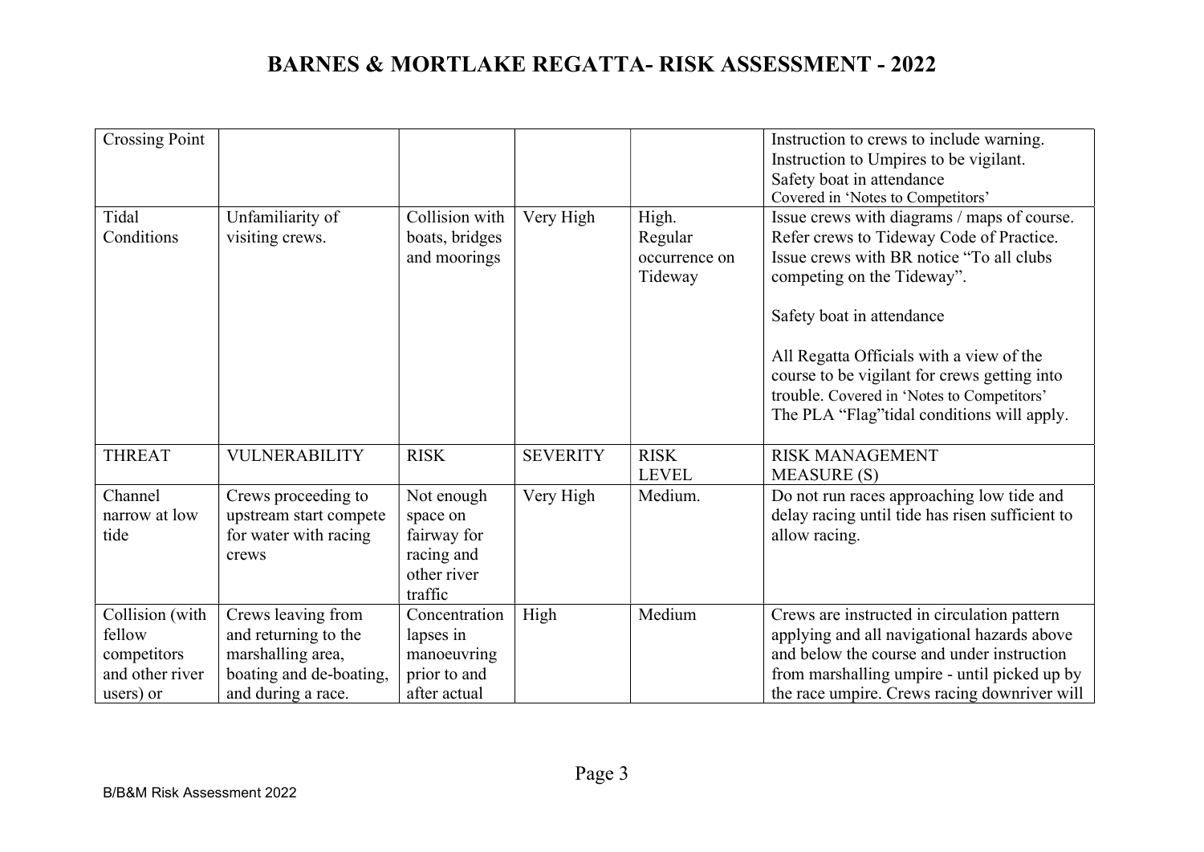# BARNES & MORTLAKE REGATTA- RISK ASSESSMENT - 2022

| | | | | | |
|---|---|---|---|---|---|
| Crossing Point | | | | | Instruction to crews to include warning.<br>Instruction to Umpires to be vigilant.<br>Safety boat in attendance<br>Covered in 'Notes to Competitors' |
| Tidal Conditions | Unfamiliarity of visiting crews. | Collision with boats, bridges and moorings | Very High | High. Regular occurrence on Tideway | Issue crews with diagrams / maps of course.<br>Refer crews to Tideway Code of Practice.<br>Issue crews with BR notice "To all clubs competing on the Tideway".<br><br>Safety boat in attendance<br><br>All Regatta Officials with a view of the course to be vigilant for crews getting into trouble. Covered in 'Notes to Competitors'<br>The PLA "Flag"tidal conditions will apply. |

| THREAT | VULNERABILITY | RISK | SEVERITY | RISK LEVEL | RISK MANAGEMENT MEASURE (S) |
|---|---|---|---|---|---|
| Channel narrow at low tide | Crews proceeding to upstream start compete for water with racing crews | Not enough space on fairway for racing and other river traffic | Very High | Medium. | Do not run races approaching low tide and delay racing until tide has risen sufficient to allow racing. |
| Collision (with fellow competitors and other river users) or | Crews leaving from and returning to the marshalling area, boating and de-boating, and during a race. | Concentration lapses in manoeuvring prior to and after actual | High | Medium | Crews are instructed in circulation pattern applying and all navigational hazards above and below the course and under instruction from marshalling umpire - until picked up by the race umpire. Crews racing downriver will |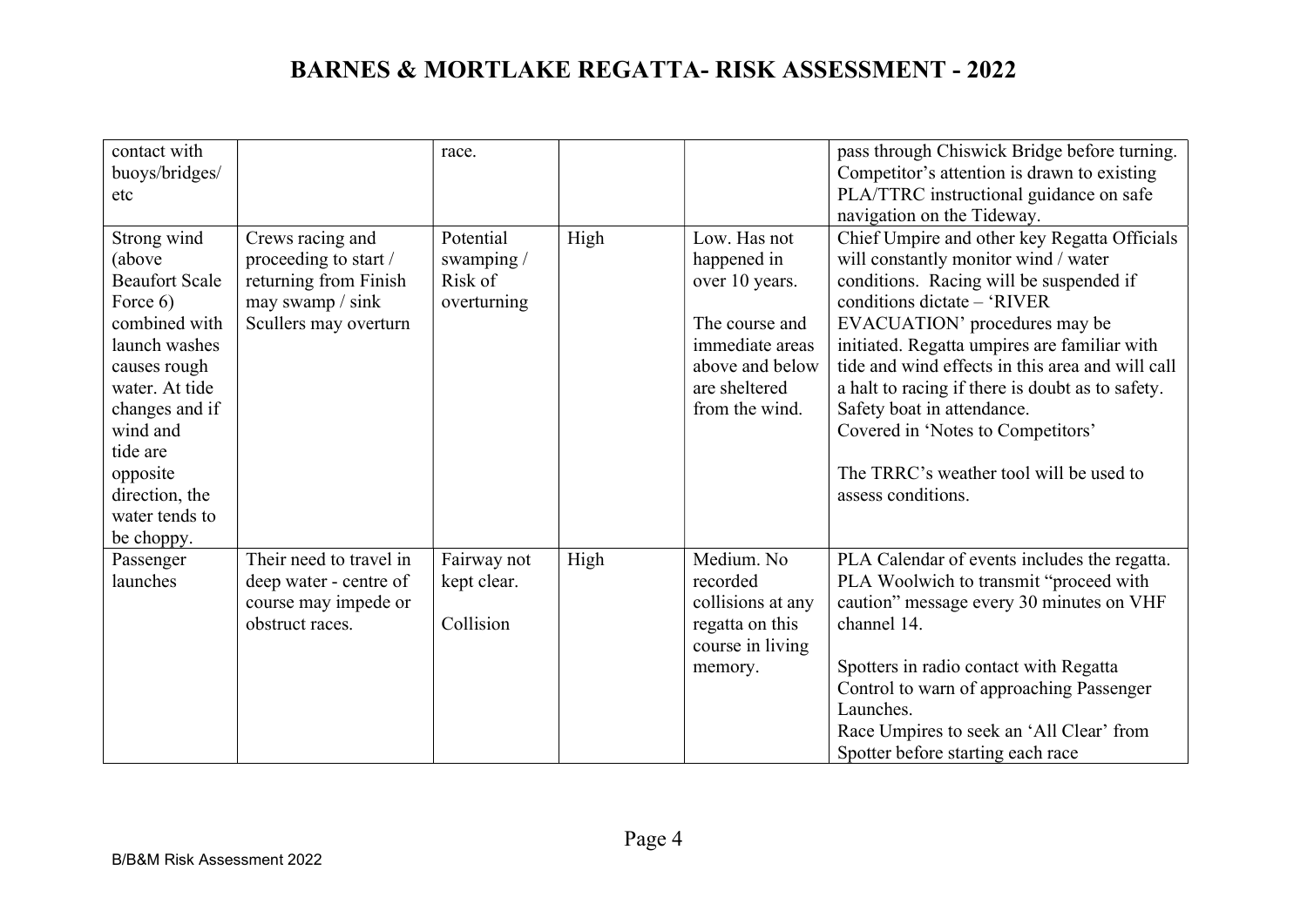# BARNES & MORTLAKE REGATTA- RISK ASSESSMENT - 2022

| | | | | | |
|---|---|---|---|---|---|
| contact with buoys/bridges/ etc | | race. | | | pass through Chiswick Bridge before turning. Competitor's attention is drawn to existing PLA/TTRC instructional guidance on safe navigation on the Tideway. |
| Strong wind (above Beaufort Scale Force 6) combined with launch washes causes rough water. At tide changes and if wind and tide are opposite direction, the water tends to be choppy. | Crews racing and proceeding to start / returning from Finish may swamp / sink Scullers may overturn | Potential swamping / Risk of overturning | High | Low. Has not happened in over 10 years.<br><br>The course and immediate areas above and below are sheltered from the wind. | Chief Umpire and other key Regatta Officials will constantly monitor wind / water conditions. Racing will be suspended if conditions dictate – 'RIVER EVACUATION' procedures may be initiated. Regatta umpires are familiar with tide and wind effects in this area and will call a halt to racing if there is doubt as to safety. Safety boat in attendance.<br>Covered in 'Notes to Competitors'<br><br>The TRRC's weather tool will be used to assess conditions. |
| Passenger launches | Their need to travel in deep water - centre of course may impede or obstruct races. | Fairway not kept clear.<br><br>Collision | High | Medium. No recorded collisions at any regatta on this course in living memory. | PLA Calendar of events includes the regatta. PLA Woolwich to transmit "proceed with caution" message every 30 minutes on VHF channel 14.<br><br>Spotters in radio contact with Regatta Control to warn of approaching Passenger Launches.<br>Race Umpires to seek an 'All Clear' from Spotter before starting each race |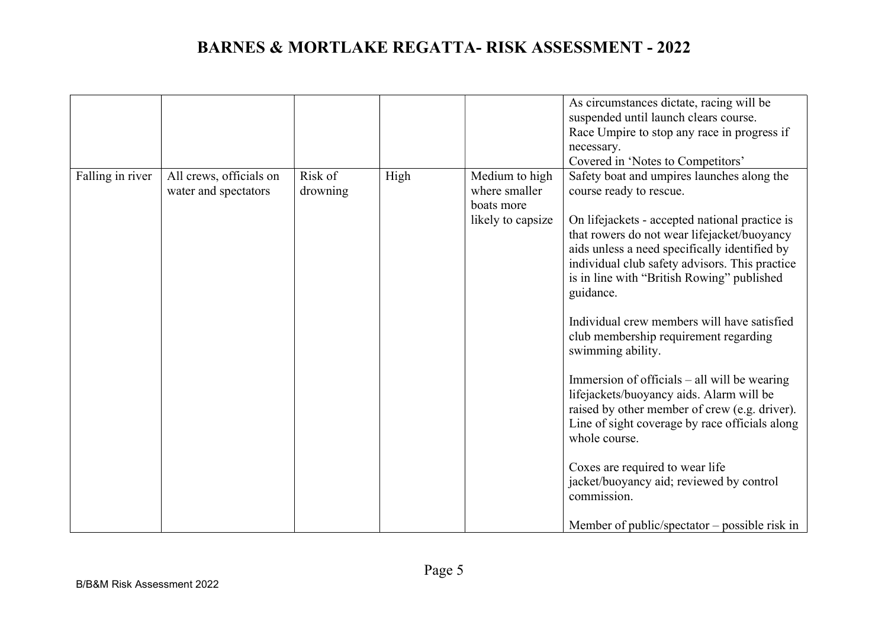# BARNES & MORTLAKE REGATTA- RISK ASSESSMENT - 2022

| | | | | | |
|---|---|---|---|---|---|
| | | | | | As circumstances dictate, racing will be suspended until launch clears course.<br>Race Umpire to stop any race in progress if necessary.<br>Covered in 'Notes to Competitors' |
| Falling in river | All crews, officials on water and spectators | Risk of drowning | High | Medium to high where smaller boats more likely to capsize | Safety boat and umpires launches along the course ready to rescue.<br><br>On lifejackets - accepted national practice is that rowers do not wear lifejacket/buoyancy aids unless a need specifically identified by individual club safety advisors. This practice is in line with "British Rowing" published guidance.<br><br>Individual crew members will have satisfied club membership requirement regarding swimming ability.<br><br>Immersion of officials – all will be wearing lifejackets/buoyancy aids. Alarm will be raised by other member of crew (e.g. driver). Line of sight coverage by race officials along whole course.<br><br>Coxes are required to wear life jacket/buoyancy aid; reviewed by control commission.<br><br>Member of public/spectator – possible risk in |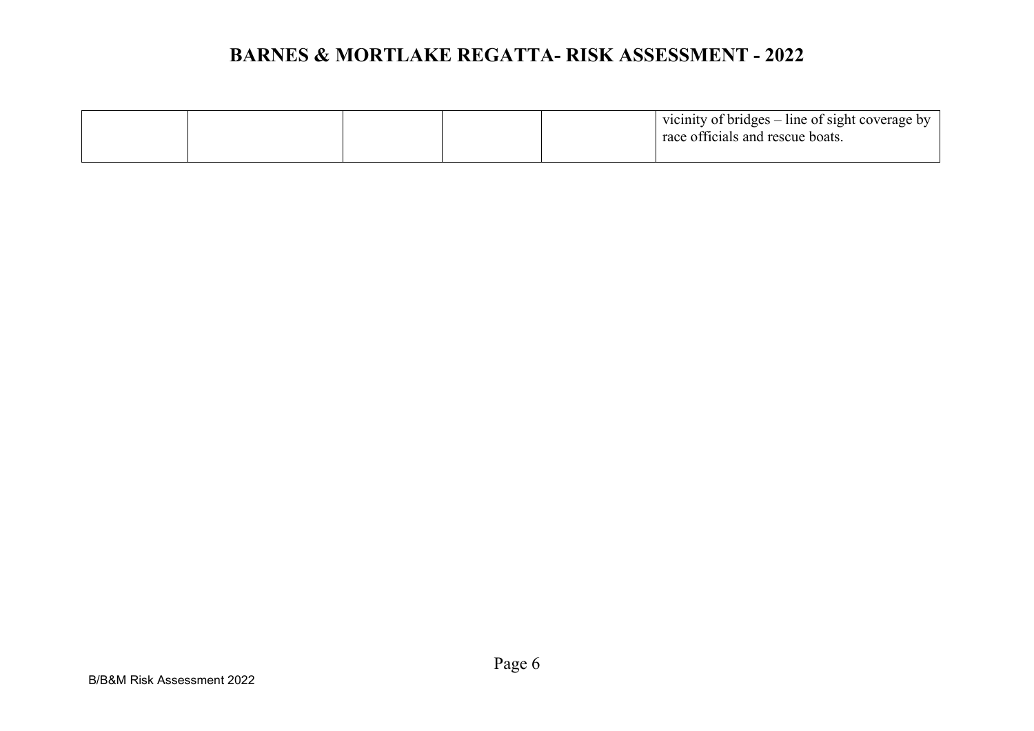| | | | | | vicinity of bridges – line of sight coverage by race officials and rescue boats. |
|---|---|---|---|---|---|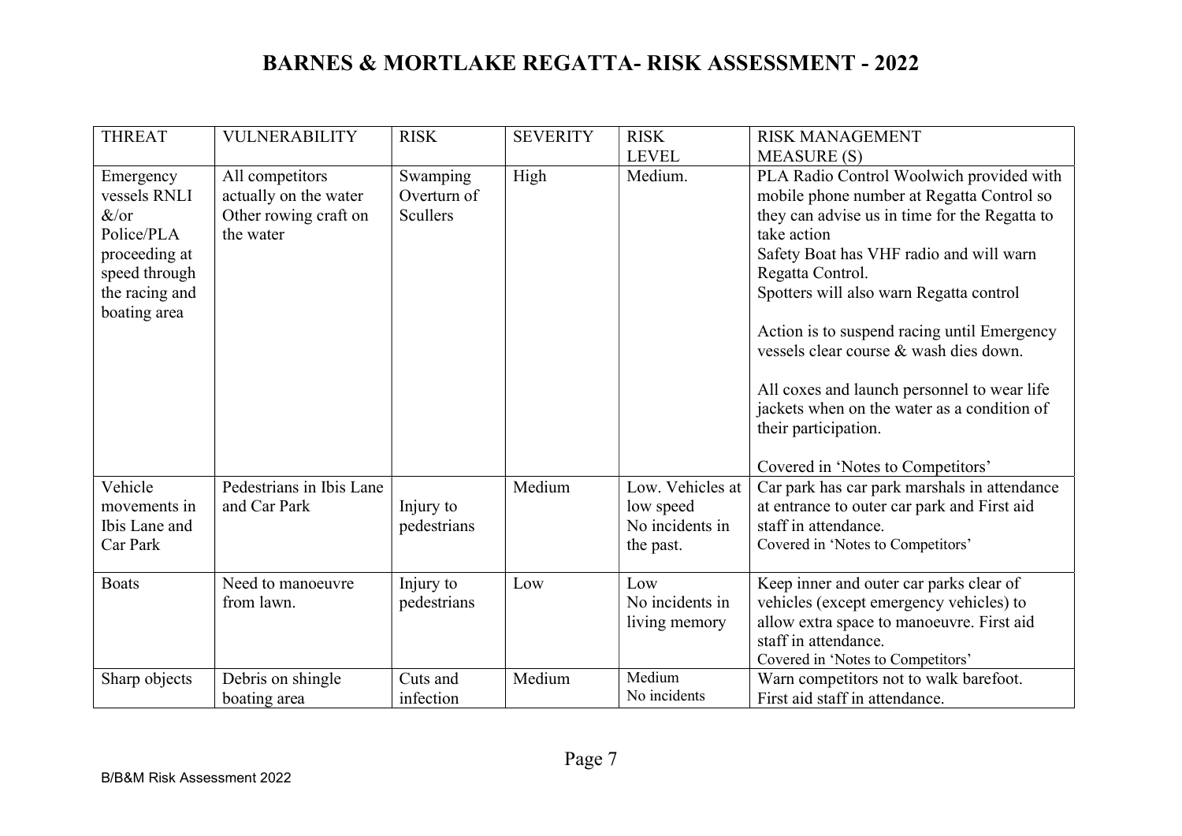# BARNES & MORTLAKE REGATTA- RISK ASSESSMENT - 2022

| THREAT | VULNERABILITY | RISK | SEVERITY | RISK LEVEL | RISK MANAGEMENT MEASURE (S) |
|---|---|---|---|---|---|
| Emergency vessels RNLI &/or Police/PLA proceeding at speed through the racing and boating area | All competitors actually on the water Other rowing craft on the water | Swamping Overturn of Scullers | High | Medium. | PLA Radio Control Woolwich provided with mobile phone number at Regatta Control so they can advise us in time for the Regatta to take action<br>Safety Boat has VHF radio and will warn Regatta Control.<br>Spotters will also warn Regatta control<br><br>Action is to suspend racing until Emergency vessels clear course & wash dies down.<br><br>All coxes and launch personnel to wear life jackets when on the water as a condition of their participation.<br><br>Covered in 'Notes to Competitors' |
| Vehicle movements in Ibis Lane and Car Park | Pedestrians in Ibis Lane and Car Park | Injury to pedestrians | Medium | Low. Vehicles at low speed No incidents in the past. | Car park has car park marshals in attendance at entrance to outer car park and First aid staff in attendance.<br>Covered in 'Notes to Competitors' |
| Boats | Need to manoeuvre from lawn. | Injury to pedestrians | Low | Low No incidents in living memory | Keep inner and outer car parks clear of vehicles (except emergency vehicles) to allow extra space to manoeuvre. First aid staff in attendance.<br>Covered in 'Notes to Competitors' |
| Sharp objects | Debris on shingle boating area | Cuts and infection | Medium | Medium No incidents | Warn competitors not to walk barefoot.<br>First aid staff in attendance. |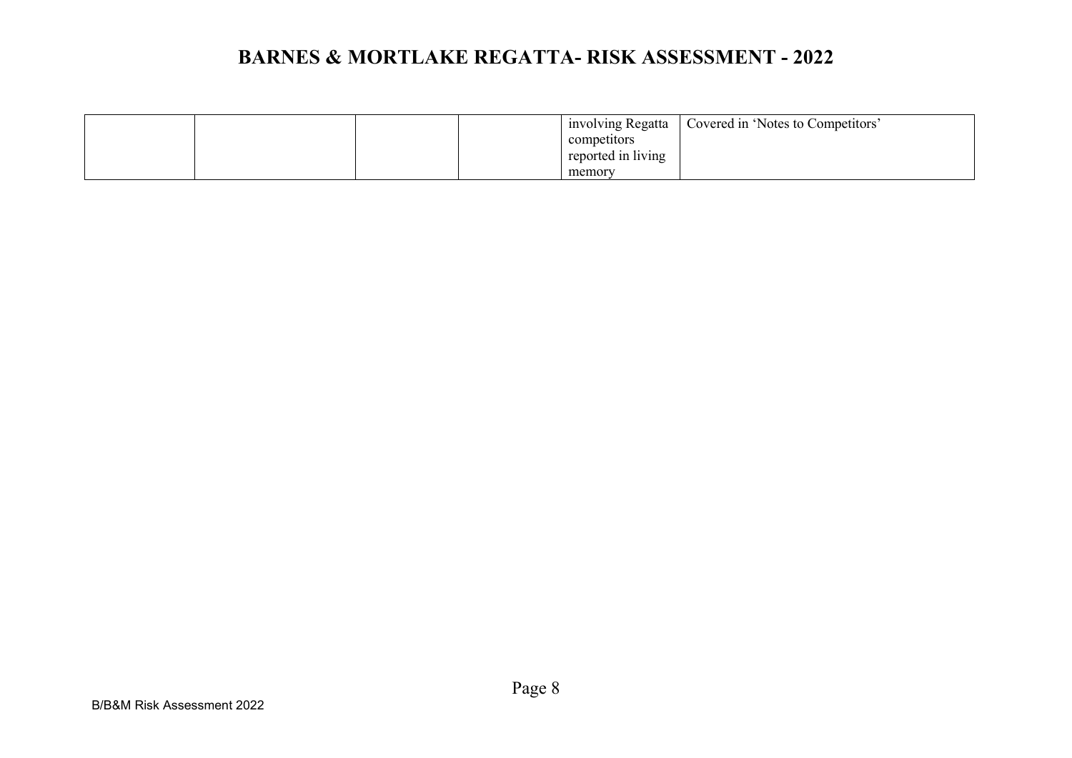| | | | | | |
|---|---|---|---|---|---|
| | | | | involving Regatta competitors reported in living memory | Covered in 'Notes to Competitors' |